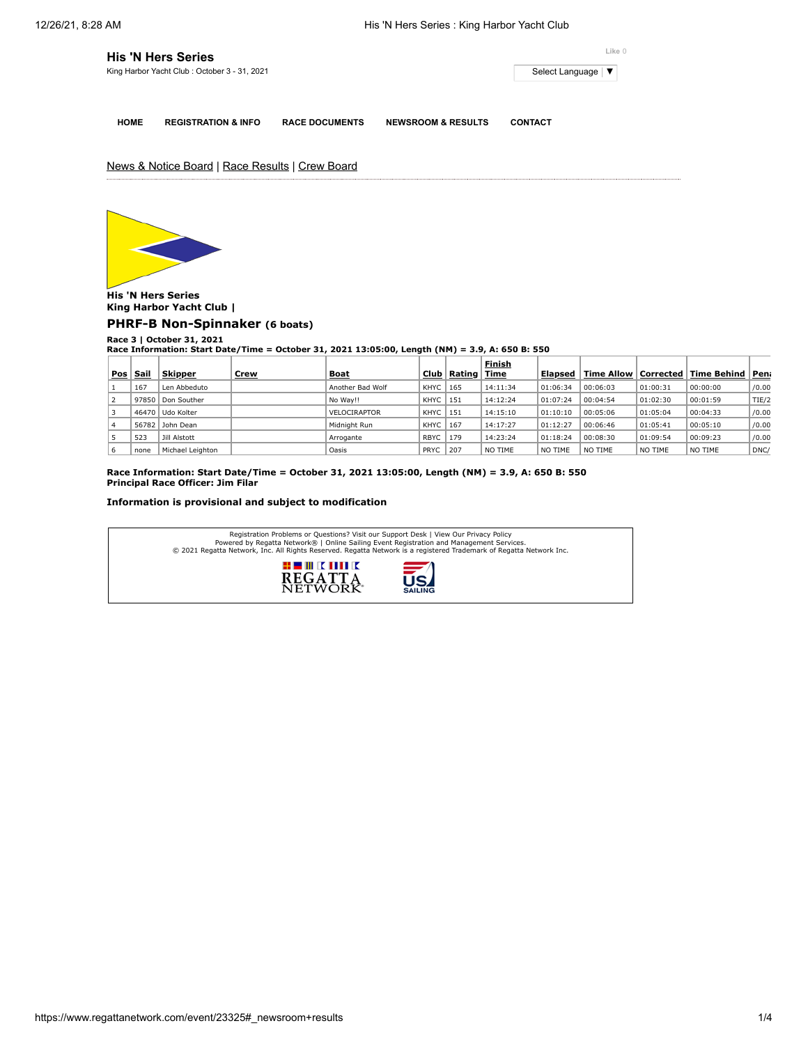# His 'N Hers Series

King Harbor Yacht Club : October 3 - 31, 2021

Like 0

Select Language ▼

HOME | REGISTRATION & INFO | RACE DOCUMENTS | NEWSROOM & RESULTS | CONTACT

News & Notice Board | Race Results | Crew Board

**His 'N Hers Series**
**King Harbor Yacht Club |**

## PHRF-B Non-Spinnaker (6 boats)

**Race 3 | October 31, 2021**
**Race Information: Start Date/Time = October 31, 2021 13:05:00, Length (NM) = 3.9, A: 650 B: 550**

| Pos | Sail | Skipper | Crew | Boat | Club | Rating | Finish Time | Elapsed | Time Allow | Corrected | Time Behind | Pena |
|---|---|---|---|---|---|---|---|---|---|---|---|---|
| 1 | 167 | Len Abbeduto | | Another Bad Wolf | KHYC | 165 | 14:11:34 | 01:06:34 | 00:06:03 | 01:00:31 | 00:00:00 | /0.00 |
| 2 | 97850 | Don Souther | | No Way!! | KHYC | 151 | 14:12:24 | 01:07:24 | 00:04:54 | 01:02:30 | 00:01:59 | TIE/2 |
| 3 | 46470 | Udo Kolter | | VELOCIRAPTOR | KHYC | 151 | 14:15:10 | 01:10:10 | 00:05:06 | 01:05:04 | 00:04:33 | /0.00 |
| 4 | 56782 | John Dean | | Midnight Run | KHYC | 167 | 14:17:27 | 01:12:27 | 00:06:46 | 01:05:41 | 00:05:10 | /0.00 |
| 5 | 523 | Jill Alstott | | Arrogante | RBYC | 179 | 14:23:24 | 01:18:24 | 00:08:30 | 01:09:54 | 00:09:23 | /0.00 |
| 6 | none | Michael Leighton | | Oasis | PRYC | 207 | NO TIME | NO TIME | NO TIME | NO TIME | NO TIME | DNC/ |

**Race Information: Start Date/Time = October 31, 2021 13:05:00, Length (NM) = 3.9, A: 650 B: 550**
**Principal Race Officer: Jim Filar**

**Information is provisional and subject to modification**

Registration Problems or Questions? Visit our Support Desk | View Our Privacy Policy
Powered by Regatta Network® | Online Sailing Event Registration and Management Services.
© 2021 Regatta Network, Inc. All Rights Reserved. Regatta Network is a registered Trademark of Regatta Network Inc.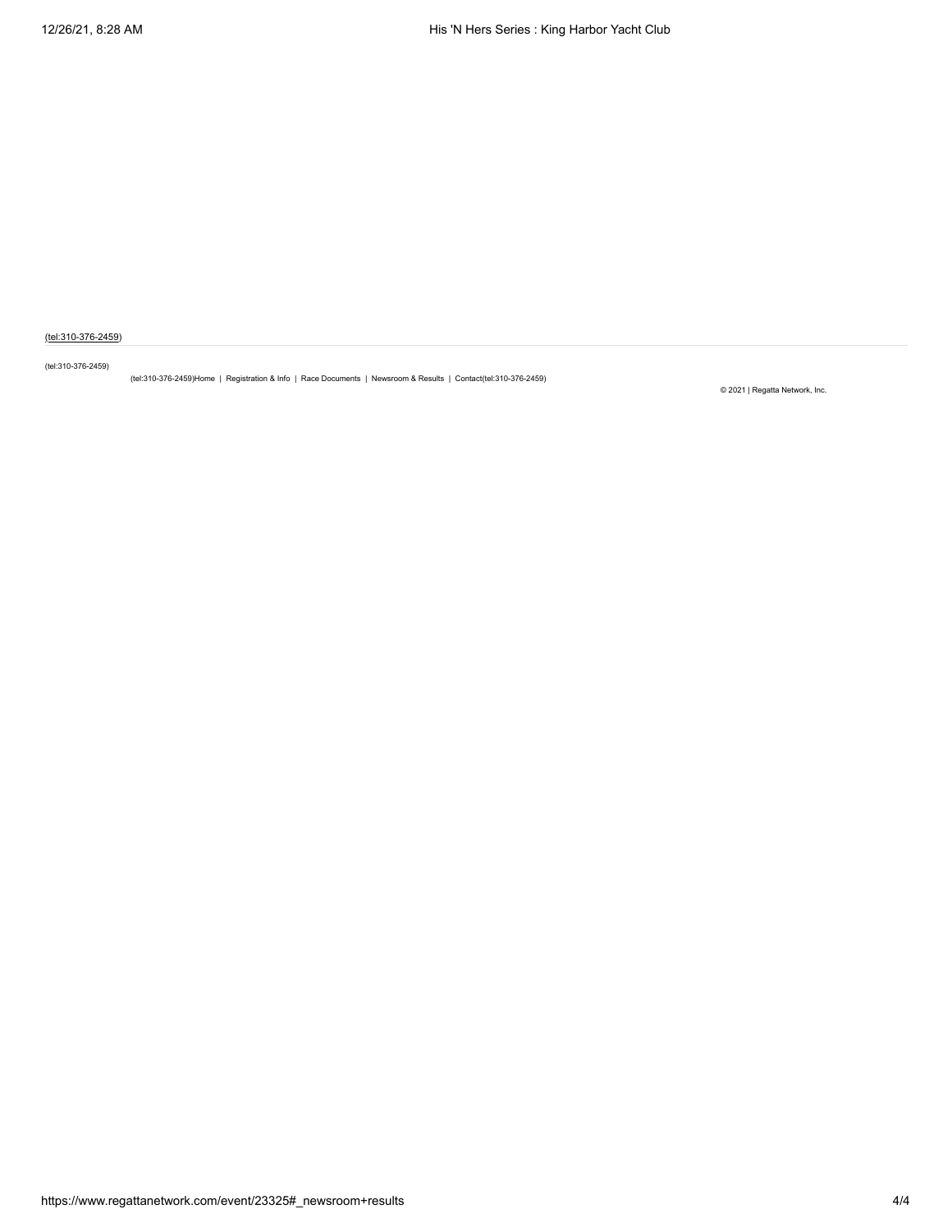(tel:310-376-2459)

(tel:310-376-2459)

(tel:310-376-2459)Home | Registration & Info | Race Documents | Newsroom & Results | Contact(tel:310-376-2459)

© 2021 | Regatta Network, Inc.